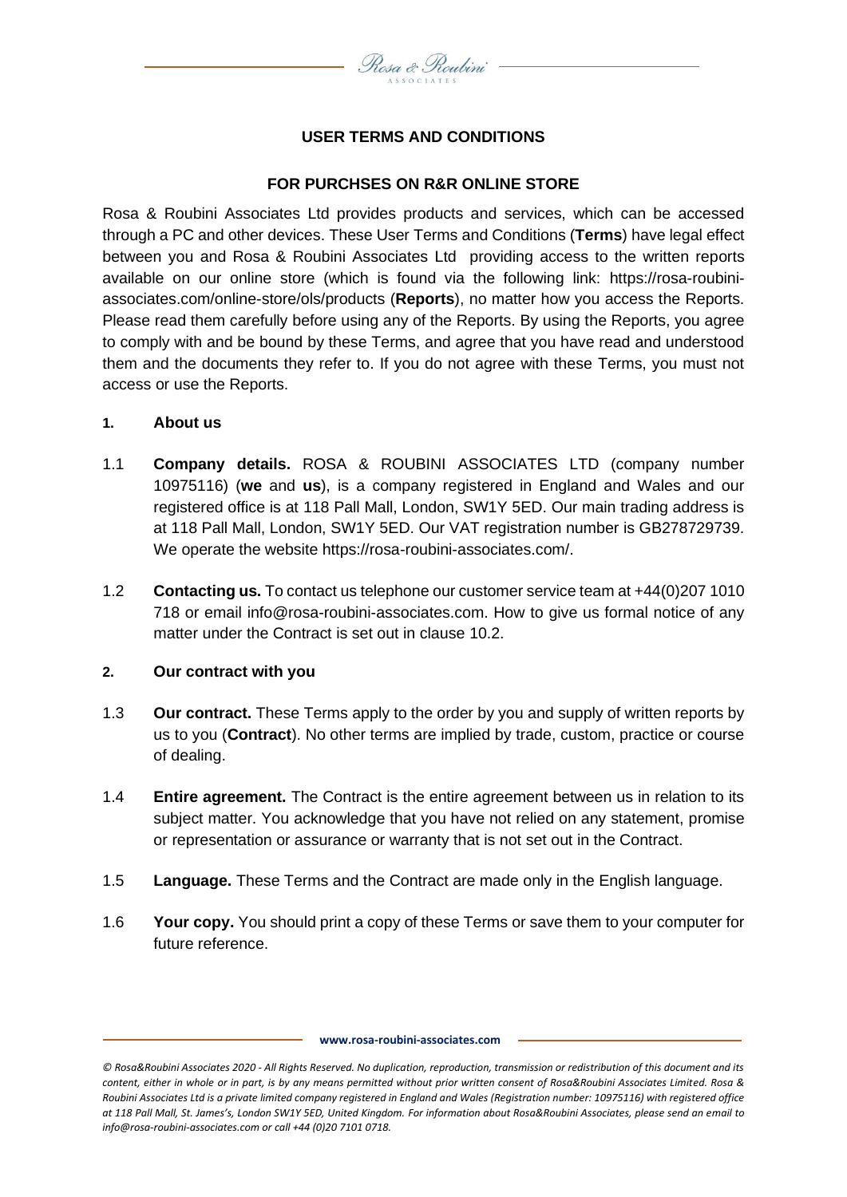**USER TERMS AND CONDITIONS**

**FOR PURCHSES ON R&R ONLINE STORE**

Rosa & Roubini Associates Ltd provides products and services, which can be accessed through a PC and other devices. These User Terms and Conditions (**Terms**) have legal effect between you and Rosa & Roubini Associates Ltd providing access to the written reports available on our online store (which is found via the following link: https://rosa-roubini-associates.com/online-store/ols/products (**Reports**), no matter how you access the Reports. Please read them carefully before using any of the Reports. By using the Reports, you agree to comply with and be bound by these Terms, and agree that you have read and understood them and the documents they refer to. If you do not agree with these Terms, you must not access or use the Reports.

## 1. About us

1.1 **Company details.** ROSA & ROUBINI ASSOCIATES LTD (company number 10975116) (**we** and **us**), is a company registered in England and Wales and our registered office is at 118 Pall Mall, London, SW1Y 5ED. Our main trading address is at 118 Pall Mall, London, SW1Y 5ED. Our VAT registration number is GB278729739. We operate the website https://rosa-roubini-associates.com/.

1.2 **Contacting us.** To contact us telephone our customer service team at +44(0)207 1010 718 or email info@rosa-roubini-associates.com. How to give us formal notice of any matter under the Contract is set out in clause 10.2.

## 2. Our contract with you

1.3 **Our contract.** These Terms apply to the order by you and supply of written reports by us to you (**Contract**). No other terms are implied by trade, custom, practice or course of dealing.

1.4 **Entire agreement.** The Contract is the entire agreement between us in relation to its subject matter. You acknowledge that you have not relied on any statement, promise or representation or assurance or warranty that is not set out in the Contract.

1.5 **Language.** These Terms and the Contract are made only in the English language.

1.6 **Your copy.** You should print a copy of these Terms or save them to your computer for future reference.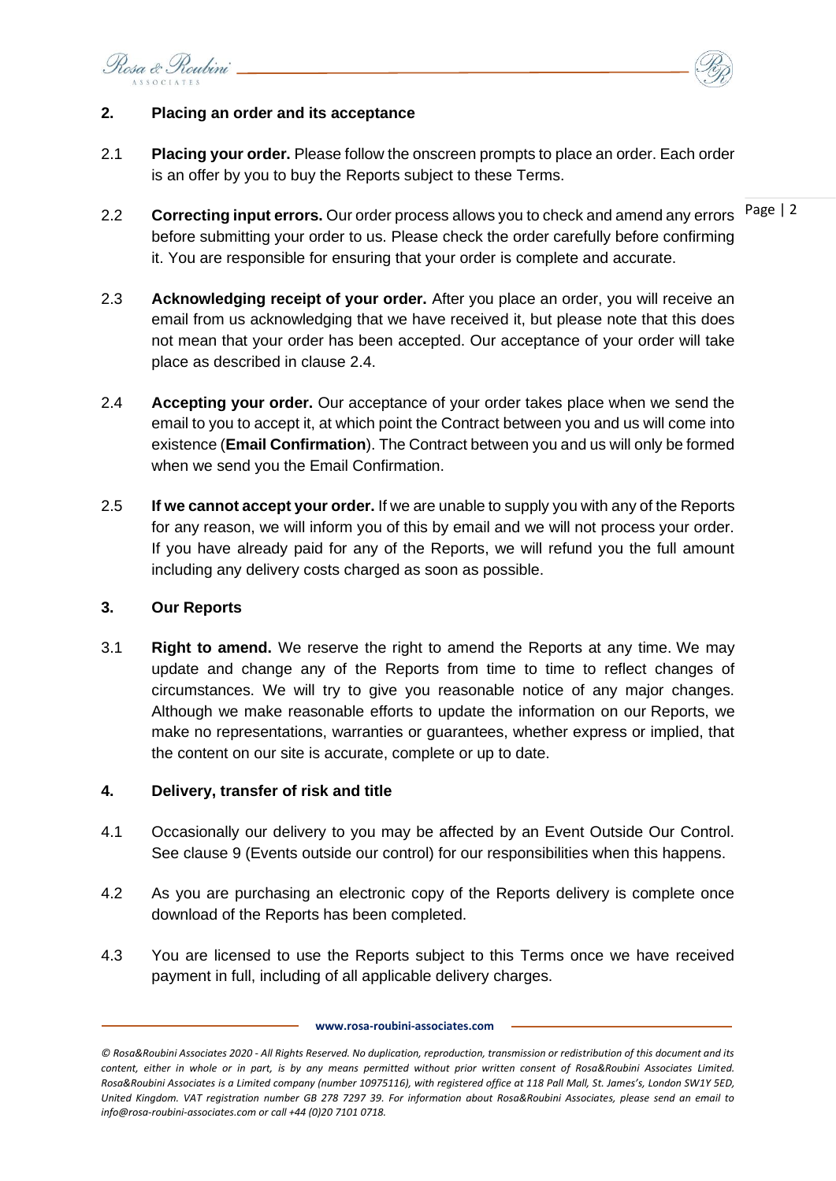## 2. Placing an order and its acceptance

2.1 **Placing your order.** Please follow the onscreen prompts to place an order. Each order is an offer by you to buy the Reports subject to these Terms.

2.2 **Correcting input errors.** Our order process allows you to check and amend any errors before submitting your order to us. Please check the order carefully before confirming it. You are responsible for ensuring that your order is complete and accurate.

2.3 **Acknowledging receipt of your order.** After you place an order, you will receive an email from us acknowledging that we have received it, but please note that this does not mean that your order has been accepted. Our acceptance of your order will take place as described in clause 2.4.

2.4 **Accepting your order.** Our acceptance of your order takes place when we send the email to you to accept it, at which point the Contract between you and us will come into existence (**Email Confirmation**). The Contract between you and us will only be formed when we send you the Email Confirmation.

2.5 **If we cannot accept your order.** If we are unable to supply you with any of the Reports for any reason, we will inform you of this by email and we will not process your order. If you have already paid for any of the Reports, we will refund you the full amount including any delivery costs charged as soon as possible.

## 3. Our Reports

3.1 **Right to amend.** We reserve the right to amend the Reports at any time. We may update and change any of the Reports from time to time to reflect changes of circumstances. We will try to give you reasonable notice of any major changes. Although we make reasonable efforts to update the information on our Reports, we make no representations, warranties or guarantees, whether express or implied, that the content on our site is accurate, complete or up to date.

## 4. Delivery, transfer of risk and title

4.1 Occasionally our delivery to you may be affected by an Event Outside Our Control. See clause 9 (Events outside our control) for our responsibilities when this happens.

4.2 As you are purchasing an electronic copy of the Reports delivery is complete once download of the Reports has been completed.

4.3 You are licensed to use the Reports subject to this Terms once we have received payment in full, including of all applicable delivery charges.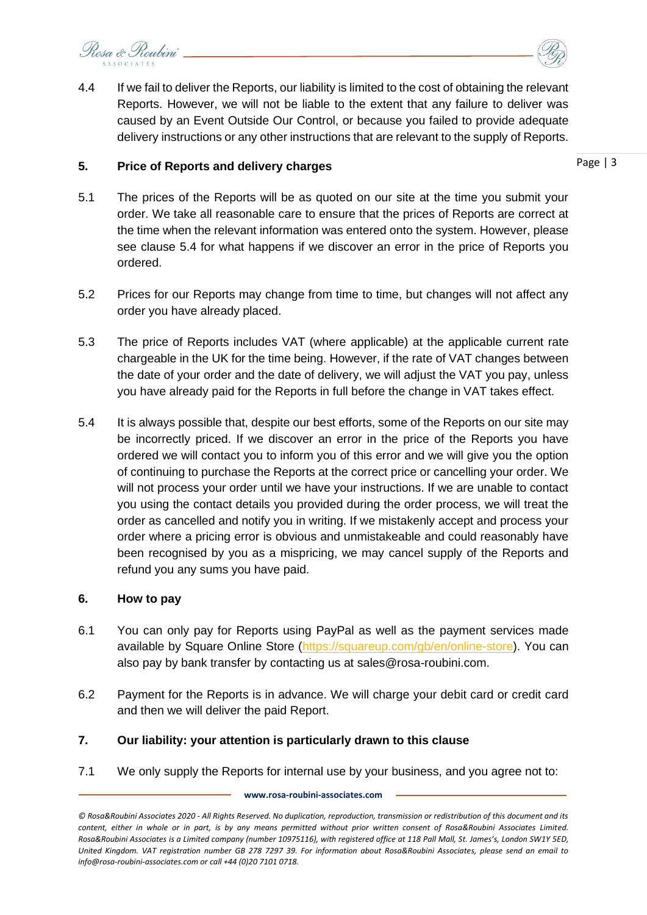4.4 If we fail to deliver the Reports, our liability is limited to the cost of obtaining the relevant Reports. However, we will not be liable to the extent that any failure to deliver was caused by an Event Outside Our Control, or because you failed to provide adequate delivery instructions or any other instructions that are relevant to the supply of Reports.

## 5. Price of Reports and delivery charges

5.1 The prices of the Reports will be as quoted on our site at the time you submit your order. We take all reasonable care to ensure that the prices of Reports are correct at the time when the relevant information was entered onto the system. However, please see clause 5.4 for what happens if we discover an error in the price of Reports you ordered.

5.2 Prices for our Reports may change from time to time, but changes will not affect any order you have already placed.

5.3 The price of Reports includes VAT (where applicable) at the applicable current rate chargeable in the UK for the time being. However, if the rate of VAT changes between the date of your order and the date of delivery, we will adjust the VAT you pay, unless you have already paid for the Reports in full before the change in VAT takes effect.

5.4 It is always possible that, despite our best efforts, some of the Reports on our site may be incorrectly priced. If we discover an error in the price of the Reports you have ordered we will contact you to inform you of this error and we will give you the option of continuing to purchase the Reports at the correct price or cancelling your order. We will not process your order until we have your instructions. If we are unable to contact you using the contact details you provided during the order process, we will treat the order as cancelled and notify you in writing. If we mistakenly accept and process your order where a pricing error is obvious and unmistakeable and could reasonably have been recognised by you as a mispricing, we may cancel supply of the Reports and refund you any sums you have paid.

## 6. How to pay

6.1 You can only pay for Reports using PayPal as well as the payment services made available by Square Online Store (https://squareup.com/gb/en/online-store). You can also pay by bank transfer by contacting us at sales@rosa-roubini.com.

6.2 Payment for the Reports is in advance. We will charge your debit card or credit card and then we will deliver the paid Report.

## 7. Our liability: your attention is particularly drawn to this clause

7.1 We only supply the Reports for internal use by your business, and you agree not to: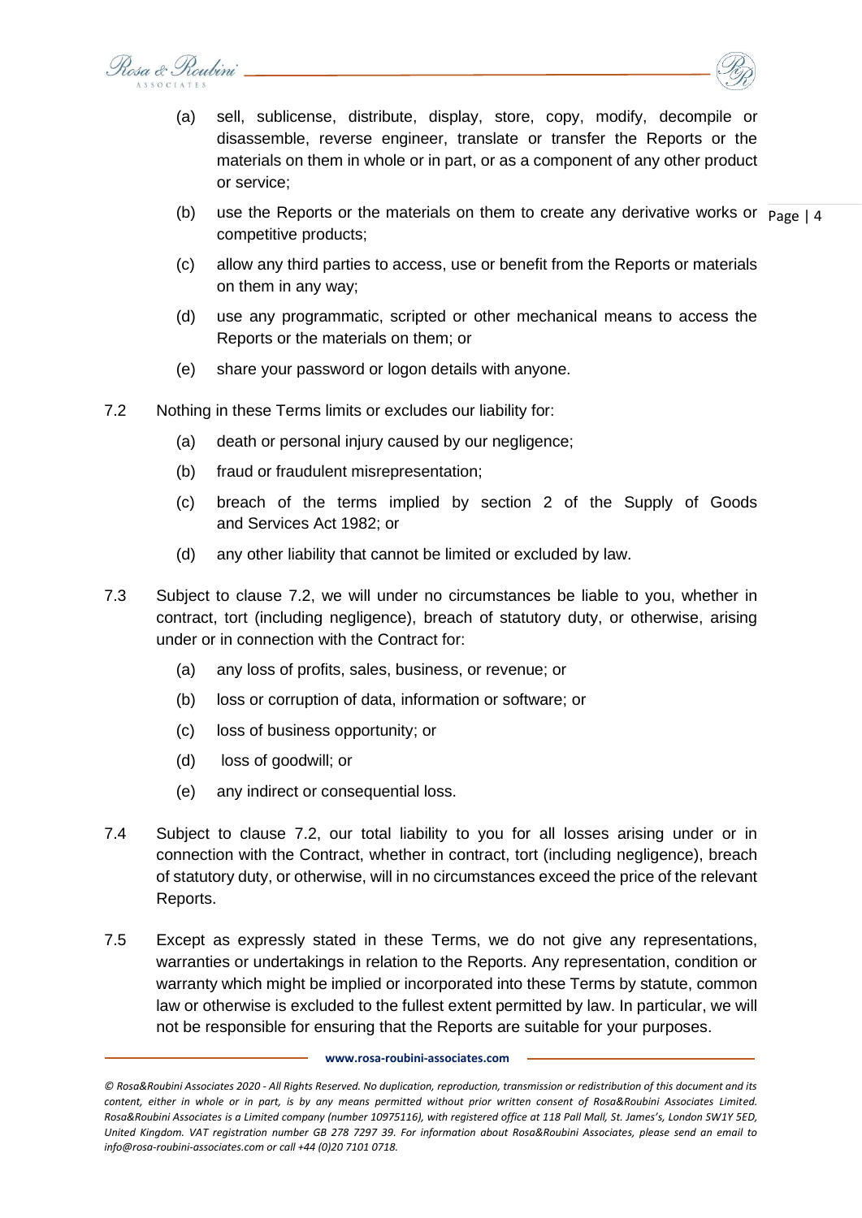(a) sell, sublicense, distribute, display, store, copy, modify, decompile or disassemble, reverse engineer, translate or transfer the Reports or the materials on them in whole or in part, or as a component of any other product or service;

(b) use the Reports or the materials on them to create any derivative works or competitive products;

(c) allow any third parties to access, use or benefit from the Reports or materials on them in any way;

(d) use any programmatic, scripted or other mechanical means to access the Reports or the materials on them; or

(e) share your password or logon details with anyone.

7.2 Nothing in these Terms limits or excludes our liability for:

(a) death or personal injury caused by our negligence;

(b) fraud or fraudulent misrepresentation;

(c) breach of the terms implied by section 2 of the Supply of Goods and Services Act 1982; or

(d) any other liability that cannot be limited or excluded by law.

7.3 Subject to clause 7.2, we will under no circumstances be liable to you, whether in contract, tort (including negligence), breach of statutory duty, or otherwise, arising under or in connection with the Contract for:

(a) any loss of profits, sales, business, or revenue; or

(b) loss or corruption of data, information or software; or

(c) loss of business opportunity; or

(d) loss of goodwill; or

(e) any indirect or consequential loss.

7.4 Subject to clause 7.2, our total liability to you for all losses arising under or in connection with the Contract, whether in contract, tort (including negligence), breach of statutory duty, or otherwise, will in no circumstances exceed the price of the relevant Reports.

7.5 Except as expressly stated in these Terms, we do not give any representations, warranties or undertakings in relation to the Reports. Any representation, condition or warranty which might be implied or incorporated into these Terms by statute, common law or otherwise is excluded to the fullest extent permitted by law. In particular, we will not be responsible for ensuring that the Reports are suitable for your purposes.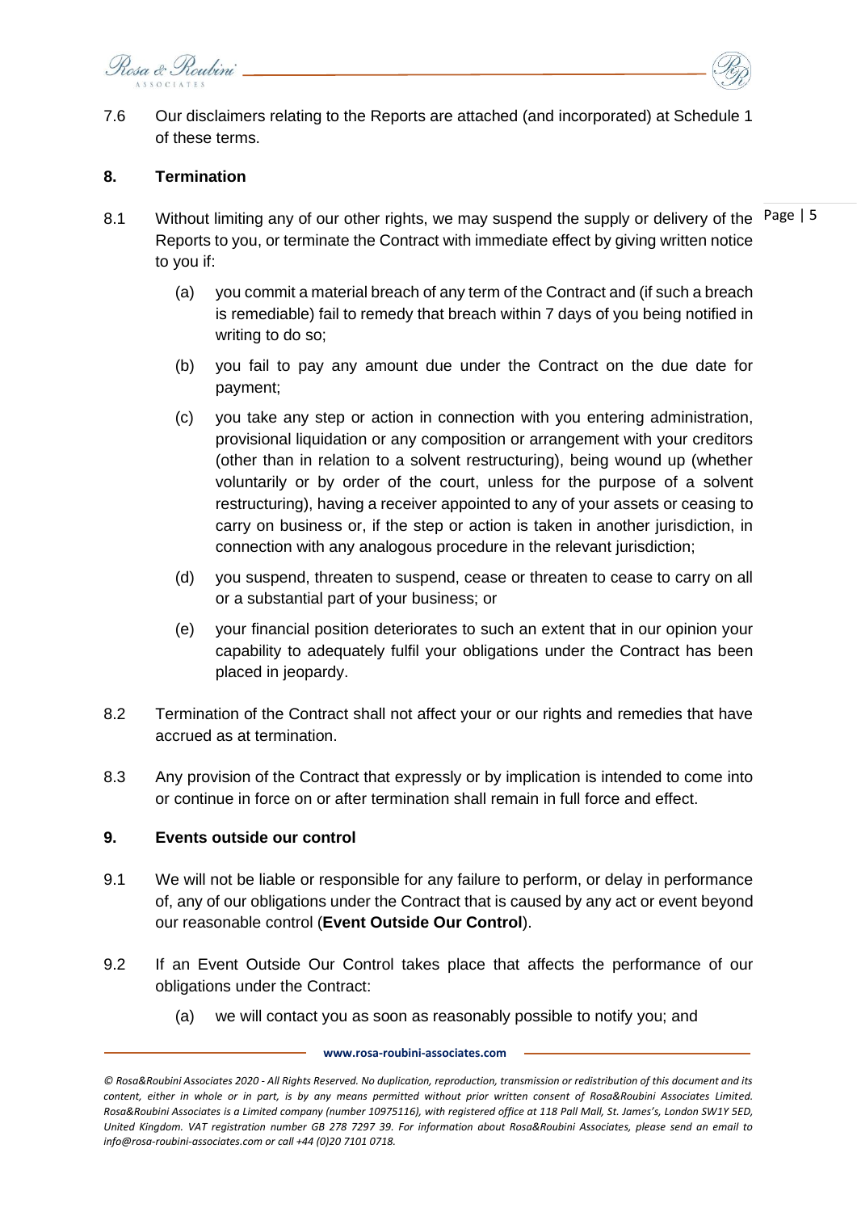7.6 Our disclaimers relating to the Reports are attached (and incorporated) at Schedule 1 of these terms.

## 8. Termination

8.1 Without limiting any of our other rights, we may suspend the supply or delivery of the Reports to you, or terminate the Contract with immediate effect by giving written notice to you if:

(a) you commit a material breach of any term of the Contract and (if such a breach is remediable) fail to remedy that breach within 7 days of you being notified in writing to do so;

(b) you fail to pay any amount due under the Contract on the due date for payment;

(c) you take any step or action in connection with you entering administration, provisional liquidation or any composition or arrangement with your creditors (other than in relation to a solvent restructuring), being wound up (whether voluntarily or by order of the court, unless for the purpose of a solvent restructuring), having a receiver appointed to any of your assets or ceasing to carry on business or, if the step or action is taken in another jurisdiction, in connection with any analogous procedure in the relevant jurisdiction;

(d) you suspend, threaten to suspend, cease or threaten to cease to carry on all or a substantial part of your business; or

(e) your financial position deteriorates to such an extent that in our opinion your capability to adequately fulfil your obligations under the Contract has been placed in jeopardy.

8.2 Termination of the Contract shall not affect your or our rights and remedies that have accrued as at termination.

8.3 Any provision of the Contract that expressly or by implication is intended to come into or continue in force on or after termination shall remain in full force and effect.

## 9. Events outside our control

9.1 We will not be liable or responsible for any failure to perform, or delay in performance of, any of our obligations under the Contract that is caused by any act or event beyond our reasonable control (**Event Outside Our Control**).

9.2 If an Event Outside Our Control takes place that affects the performance of our obligations under the Contract:

(a) we will contact you as soon as reasonably possible to notify you; and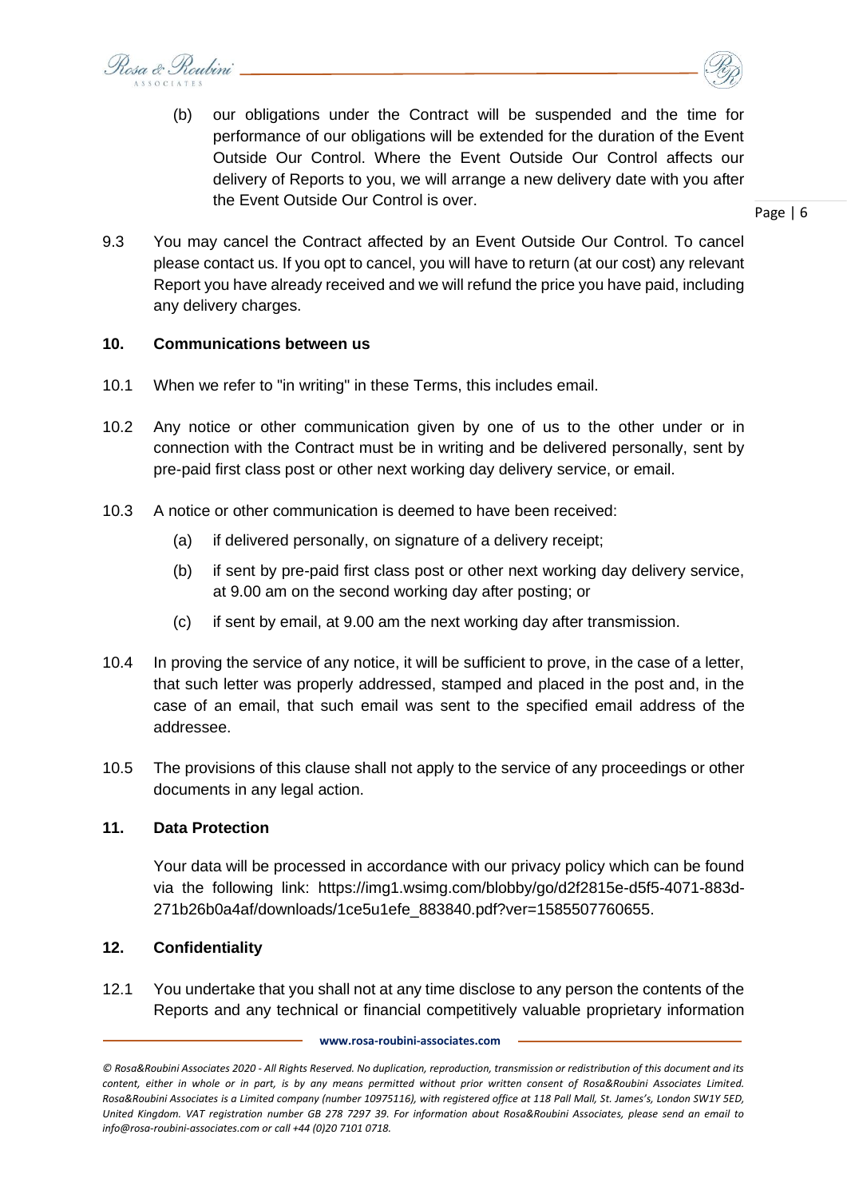(b) our obligations under the Contract will be suspended and the time for performance of our obligations will be extended for the duration of the Event Outside Our Control. Where the Event Outside Our Control affects our delivery of Reports to you, we will arrange a new delivery date with you after the Event Outside Our Control is over.

9.3 You may cancel the Contract affected by an Event Outside Our Control. To cancel please contact us. If you opt to cancel, you will have to return (at our cost) any relevant Report you have already received and we will refund the price you have paid, including any delivery charges.

## 10. Communications between us

10.1 When we refer to "in writing" in these Terms, this includes email.

10.2 Any notice or other communication given by one of us to the other under or in connection with the Contract must be in writing and be delivered personally, sent by pre-paid first class post or other next working day delivery service, or email.

10.3 A notice or other communication is deemed to have been received:

(a) if delivered personally, on signature of a delivery receipt;

(b) if sent by pre-paid first class post or other next working day delivery service, at 9.00 am on the second working day after posting; or

(c) if sent by email, at 9.00 am the next working day after transmission.

10.4 In proving the service of any notice, it will be sufficient to prove, in the case of a letter, that such letter was properly addressed, stamped and placed in the post and, in the case of an email, that such email was sent to the specified email address of the addressee.

10.5 The provisions of this clause shall not apply to the service of any proceedings or other documents in any legal action.

## 11. Data Protection

Your data will be processed in accordance with our privacy policy which can be found via the following link: https://img1.wsimg.com/blobby/go/d2f2815e-d5f5-4071-883d-271b26b0a4af/downloads/1ce5u1efe_883840.pdf?ver=1585507760655.

## 12. Confidentiality

12.1 You undertake that you shall not at any time disclose to any person the contents of the Reports and any technical or financial competitively valuable proprietary information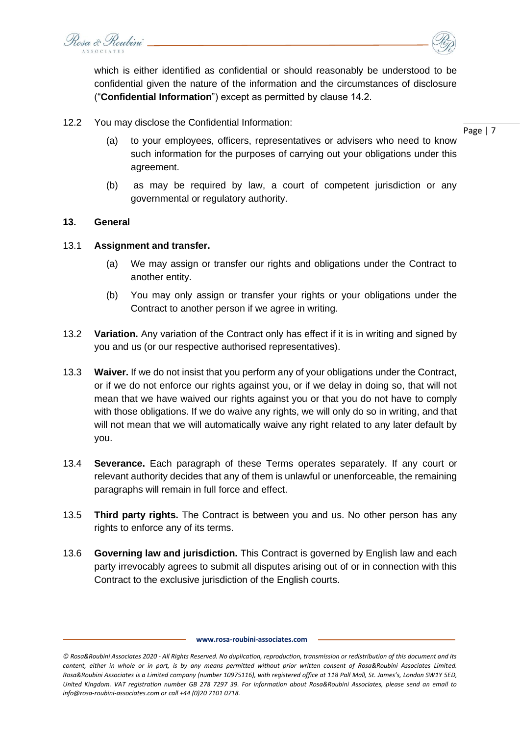which is either identified as confidential or should reasonably be understood to be confidential given the nature of the information and the circumstances of disclosure ("**Confidential Information**") except as permitted by clause 14.2.

12.2 You may disclose the Confidential Information:

(a) to your employees, officers, representatives or advisers who need to know such information for the purposes of carrying out your obligations under this agreement.

(b) as may be required by law, a court of competent jurisdiction or any governmental or regulatory authority.

**13. General**

13.1 **Assignment and transfer.**

(a) We may assign or transfer our rights and obligations under the Contract to another entity.

(b) You may only assign or transfer your rights or your obligations under the Contract to another person if we agree in writing.

13.2 **Variation.** Any variation of the Contract only has effect if it is in writing and signed by you and us (or our respective authorised representatives).

13.3 **Waiver.** If we do not insist that you perform any of your obligations under the Contract, or if we do not enforce our rights against you, or if we delay in doing so, that will not mean that we have waived our rights against you or that you do not have to comply with those obligations. If we do waive any rights, we will only do so in writing, and that will not mean that we will automatically waive any right related to any later default by you.

13.4 **Severance.** Each paragraph of these Terms operates separately. If any court or relevant authority decides that any of them is unlawful or unenforceable, the remaining paragraphs will remain in full force and effect.

13.5 **Third party rights.** The Contract is between you and us. No other person has any rights to enforce any of its terms.

13.6 **Governing law and jurisdiction.** This Contract is governed by English law and each party irrevocably agrees to submit all disputes arising out of or in connection with this Contract to the exclusive jurisdiction of the English courts.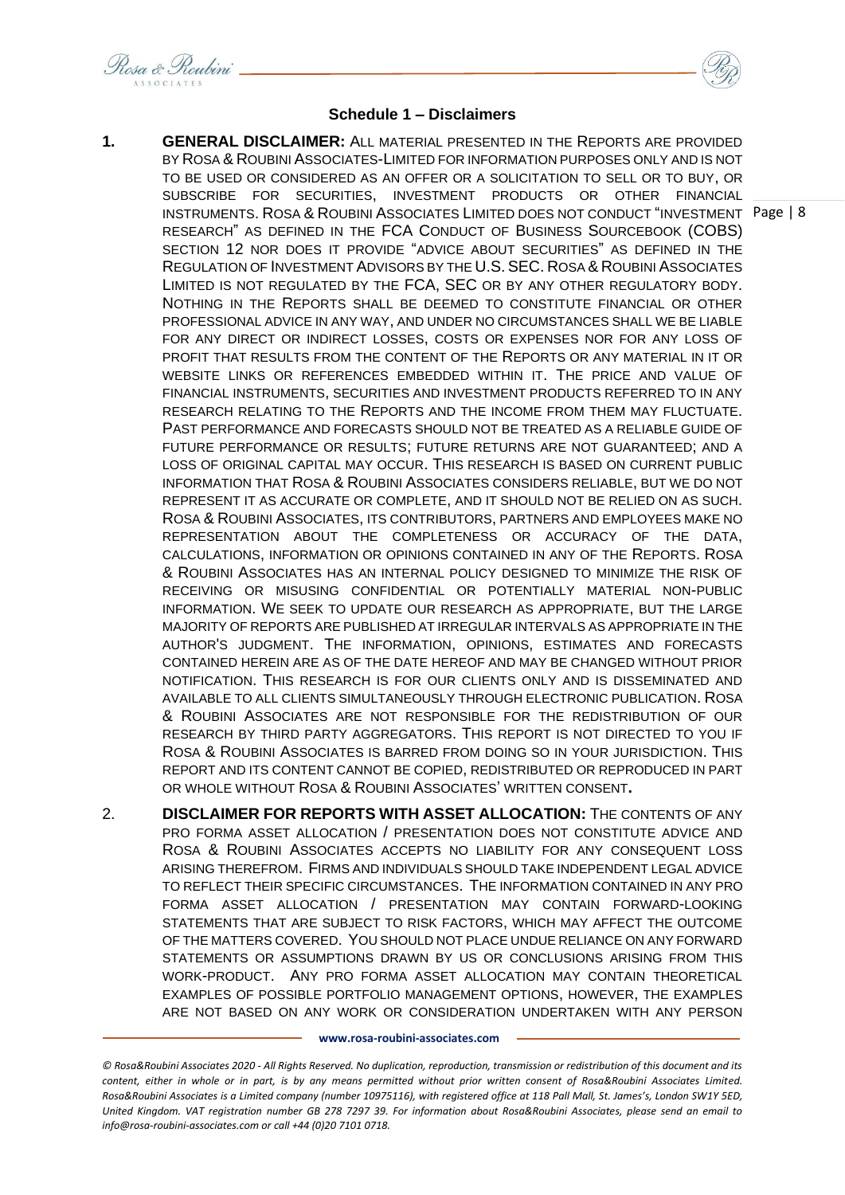## Schedule 1 – Disclaimers

1. **GENERAL DISCLAIMER:** ALL MATERIAL PRESENTED IN THE REPORTS ARE PROVIDED BY ROSA & ROUBINI ASSOCIATES-LIMITED FOR INFORMATION PURPOSES ONLY AND IS NOT TO BE USED OR CONSIDERED AS AN OFFER OR A SOLICITATION TO SELL OR TO BUY, OR SUBSCRIBE FOR SECURITIES, INVESTMENT PRODUCTS OR OTHER FINANCIAL INSTRUMENTS. ROSA & ROUBINI ASSOCIATES LIMITED DOES NOT CONDUCT "INVESTMENT RESEARCH" AS DEFINED IN THE FCA CONDUCT OF BUSINESS SOURCEBOOK (COBS) SECTION 12 NOR DOES IT PROVIDE "ADVICE ABOUT SECURITIES" AS DEFINED IN THE REGULATION OF INVESTMENT ADVISORS BY THE U.S. SEC. ROSA & ROUBINI ASSOCIATES LIMITED IS NOT REGULATED BY THE FCA, SEC OR BY ANY OTHER REGULATORY BODY. NOTHING IN THE REPORTS SHALL BE DEEMED TO CONSTITUTE FINANCIAL OR OTHER PROFESSIONAL ADVICE IN ANY WAY, AND UNDER NO CIRCUMSTANCES SHALL WE BE LIABLE FOR ANY DIRECT OR INDIRECT LOSSES, COSTS OR EXPENSES NOR FOR ANY LOSS OF PROFIT THAT RESULTS FROM THE CONTENT OF THE REPORTS OR ANY MATERIAL IN IT OR WEBSITE LINKS OR REFERENCES EMBEDDED WITHIN IT. THE PRICE AND VALUE OF FINANCIAL INSTRUMENTS, SECURITIES AND INVESTMENT PRODUCTS REFERRED TO IN ANY RESEARCH RELATING TO THE REPORTS AND THE INCOME FROM THEM MAY FLUCTUATE. PAST PERFORMANCE AND FORECASTS SHOULD NOT BE TREATED AS A RELIABLE GUIDE OF FUTURE PERFORMANCE OR RESULTS; FUTURE RETURNS ARE NOT GUARANTEED; AND A LOSS OF ORIGINAL CAPITAL MAY OCCUR. THIS RESEARCH IS BASED ON CURRENT PUBLIC INFORMATION THAT ROSA & ROUBINI ASSOCIATES CONSIDERS RELIABLE, BUT WE DO NOT REPRESENT IT AS ACCURATE OR COMPLETE, AND IT SHOULD NOT BE RELIED ON AS SUCH. ROSA & ROUBINI ASSOCIATES, ITS CONTRIBUTORS, PARTNERS AND EMPLOYEES MAKE NO REPRESENTATION ABOUT THE COMPLETENESS OR ACCURACY OF THE DATA, CALCULATIONS, INFORMATION OR OPINIONS CONTAINED IN ANY OF THE REPORTS. ROSA & ROUBINI ASSOCIATES HAS AN INTERNAL POLICY DESIGNED TO MINIMIZE THE RISK OF RECEIVING OR MISUSING CONFIDENTIAL OR POTENTIALLY MATERIAL NON-PUBLIC INFORMATION. WE SEEK TO UPDATE OUR RESEARCH AS APPROPRIATE, BUT THE LARGE MAJORITY OF REPORTS ARE PUBLISHED AT IRREGULAR INTERVALS AS APPROPRIATE IN THE AUTHOR'S JUDGMENT. THE INFORMATION, OPINIONS, ESTIMATES AND FORECASTS CONTAINED HEREIN ARE AS OF THE DATE HEREOF AND MAY BE CHANGED WITHOUT PRIOR NOTIFICATION. THIS RESEARCH IS FOR OUR CLIENTS ONLY AND IS DISSEMINATED AND AVAILABLE TO ALL CLIENTS SIMULTANEOUSLY THROUGH ELECTRONIC PUBLICATION. ROSA & ROUBINI ASSOCIATES ARE NOT RESPONSIBLE FOR THE REDISTRIBUTION OF OUR RESEARCH BY THIRD PARTY AGGREGATORS. THIS REPORT IS NOT DIRECTED TO YOU IF ROSA & ROUBINI ASSOCIATES IS BARRED FROM DOING SO IN YOUR JURISDICTION. THIS REPORT AND ITS CONTENT CANNOT BE COPIED, REDISTRIBUTED OR REPRODUCED IN PART OR WHOLE WITHOUT ROSA & ROUBINI ASSOCIATES' WRITTEN CONSENT.

2. **DISCLAIMER FOR REPORTS WITH ASSET ALLOCATION:** THE CONTENTS OF ANY PRO FORMA ASSET ALLOCATION / PRESENTATION DOES NOT CONSTITUTE ADVICE AND ROSA & ROUBINI ASSOCIATES ACCEPTS NO LIABILITY FOR ANY CONSEQUENT LOSS ARISING THEREFROM. FIRMS AND INDIVIDUALS SHOULD TAKE INDEPENDENT LEGAL ADVICE TO REFLECT THEIR SPECIFIC CIRCUMSTANCES. THE INFORMATION CONTAINED IN ANY PRO FORMA ASSET ALLOCATION / PRESENTATION MAY CONTAIN FORWARD-LOOKING STATEMENTS THAT ARE SUBJECT TO RISK FACTORS, WHICH MAY AFFECT THE OUTCOME OF THE MATTERS COVERED. YOU SHOULD NOT PLACE UNDUE RELIANCE ON ANY FORWARD STATEMENTS OR ASSUMPTIONS DRAWN BY US OR CONCLUSIONS ARISING FROM THIS WORK-PRODUCT. ANY PRO FORMA ASSET ALLOCATION MAY CONTAIN THEORETICAL EXAMPLES OF POSSIBLE PORTFOLIO MANAGEMENT OPTIONS, HOWEVER, THE EXAMPLES ARE NOT BASED ON ANY WORK OR CONSIDERATION UNDERTAKEN WITH ANY PERSON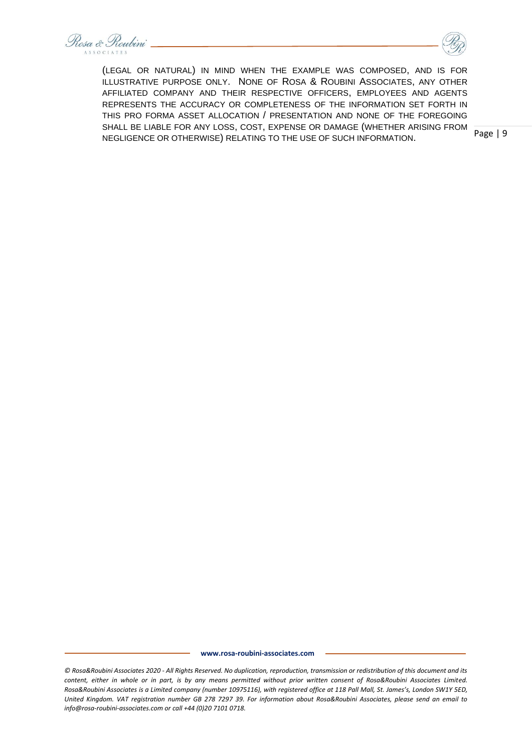(LEGAL OR NATURAL) IN MIND WHEN THE EXAMPLE WAS COMPOSED, AND IS FOR ILLUSTRATIVE PURPOSE ONLY. NONE OF ROSA & ROUBINI ASSOCIATES, ANY OTHER AFFILIATED COMPANY AND THEIR RESPECTIVE OFFICERS, EMPLOYEES AND AGENTS REPRESENTS THE ACCURACY OR COMPLETENESS OF THE INFORMATION SET FORTH IN THIS PRO FORMA ASSET ALLOCATION / PRESENTATION AND NONE OF THE FOREGOING SHALL BE LIABLE FOR ANY LOSS, COST, EXPENSE OR DAMAGE (WHETHER ARISING FROM NEGLIGENCE OR OTHERWISE) RELATING TO THE USE OF SUCH INFORMATION.